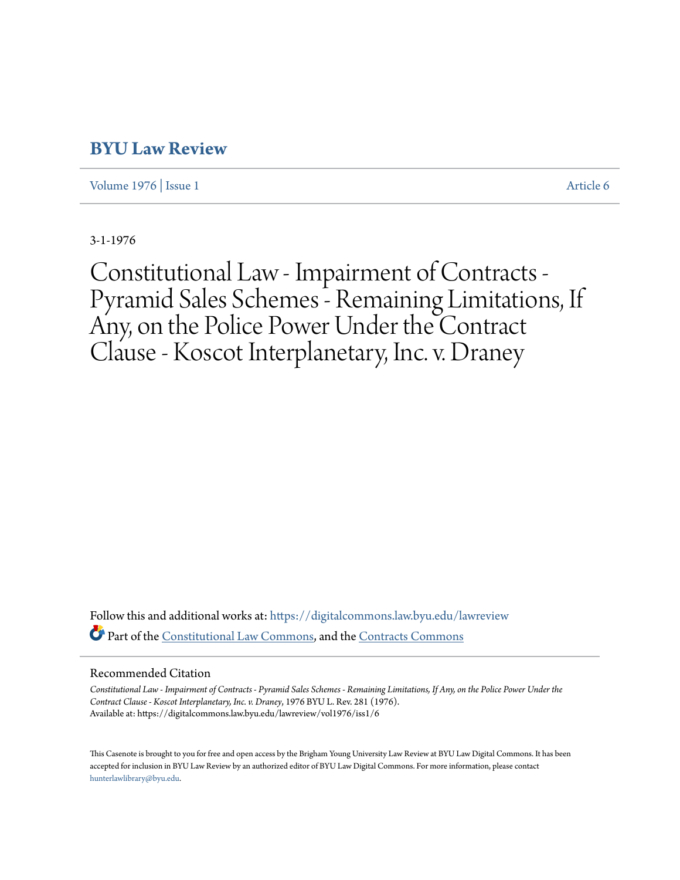# BYU Law Review

Volume 1976 | Issue 1 Article 6

3-1-1976

# Constitutional Law - Impairment of Contracts - Pyramid Sales Schemes - Remaining Limitations, If Any, on the Police Power Under the Contract Clause - Koscot Interplanetary, Inc. v. Draney

Follow this and additional works at: https://digitalcommons.law.byu.edu/lawreview

Part of the Constitutional Law Commons, and the Contracts Commons

## Recommended Citation

*Constitutional Law - Impairment of Contracts - Pyramid Sales Schemes - Remaining Limitations, If Any, on the Police Power Under the Contract Clause - Koscot Interplanetary, Inc. v. Draney*, 1976 BYU L. Rev. 281 (1976).
Available at: https://digitalcommons.law.byu.edu/lawreview/vol1976/iss1/6

This Casenote is brought to you for free and open access by the Brigham Young University Law Review at BYU Law Digital Commons. It has been accepted for inclusion in BYU Law Review by an authorized editor of BYU Law Digital Commons. For more information, please contact hunterlawlibrary@byu.edu.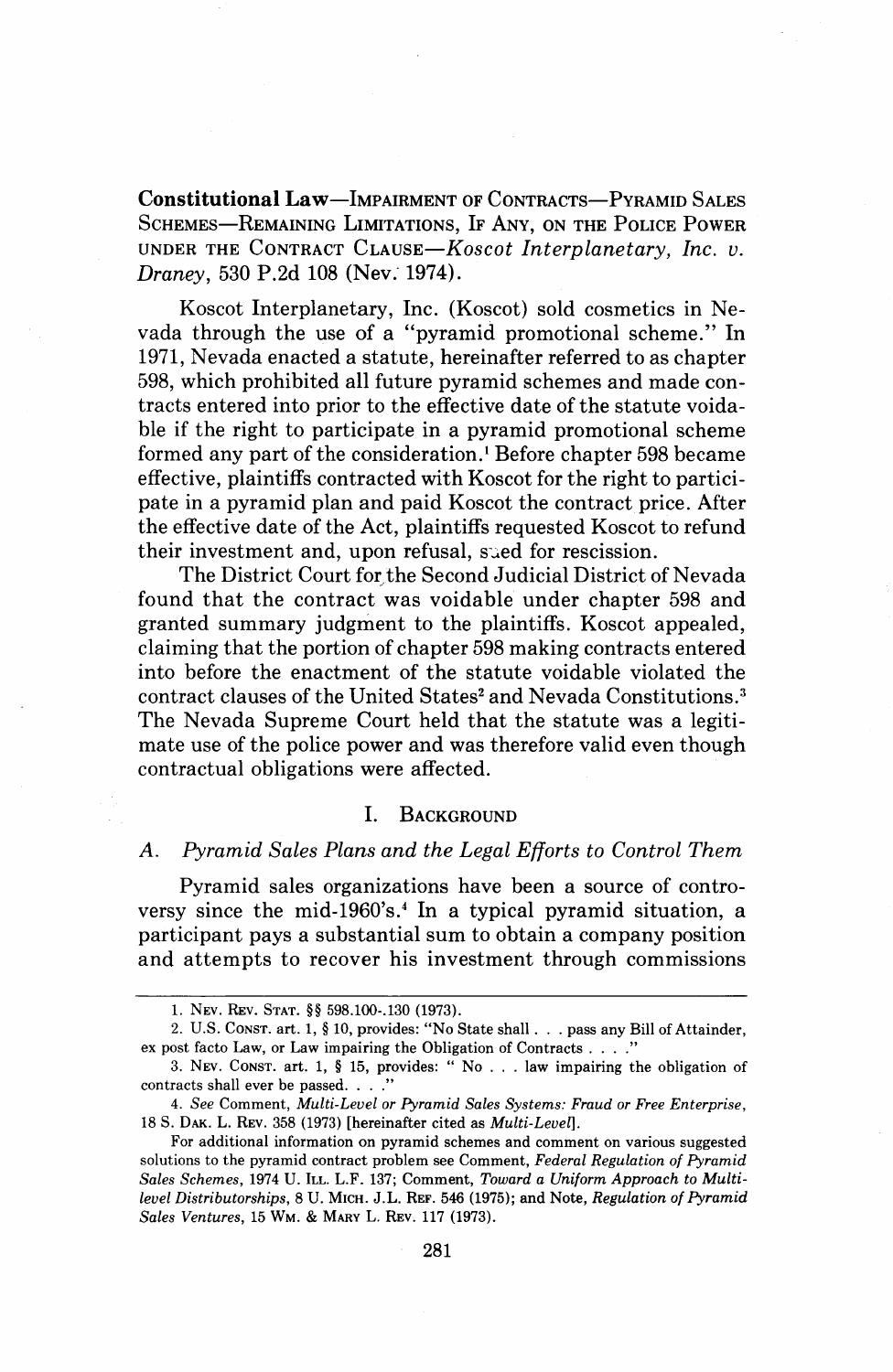**Constitutional Law**—IMPAIRMENT OF CONTRACTS—PYRAMID SALES SCHEMES—REMAINING LIMITATIONS, IF ANY, ON THE POLICE POWER UNDER THE CONTRACT CLAUSE—*Koscot Interplanetary, Inc. v. Draney*, 530 P.2d 108 (Nev. 1974).

Koscot Interplanetary, Inc. (Koscot) sold cosmetics in Nevada through the use of a "pyramid promotional scheme." In 1971, Nevada enacted a statute, hereinafter referred to as chapter 598, which prohibited all future pyramid schemes and made contracts entered into prior to the effective date of the statute voidable if the right to participate in a pyramid promotional scheme formed any part of the consideration.[1] Before chapter 598 became effective, plaintiffs contracted with Koscot for the right to participate in a pyramid plan and paid Koscot the contract price. After the effective date of the Act, plaintiffs requested Koscot to refund their investment and, upon refusal, sued for rescission.

The District Court for the Second Judicial District of Nevada found that the contract was voidable under chapter 598 and granted summary judgment to the plaintiffs. Koscot appealed, claiming that the portion of chapter 598 making contracts entered into before the enactment of the statute voidable violated the contract clauses of the United States[2] and Nevada Constitutions.[3] The Nevada Supreme Court held that the statute was a legitimate use of the police power and was therefore valid even though contractual obligations were affected.

## I. BACKGROUND

### A. *Pyramid Sales Plans and the Legal Efforts to Control Them*

Pyramid sales organizations have been a source of controversy since the mid-1960's.[4] In a typical pyramid situation, a participant pays a substantial sum to obtain a company position and attempts to recover his investment through commissions

---

1. NEV. REV. STAT. §§ 598.100-.130 (1973).

2. U.S. CONST. art. 1, § 10, provides: "No State shall . . . pass any Bill of Attainder, ex post facto Law, or Law impairing the Obligation of Contracts . . . ."

3. NEV. CONST. art. 1, § 15, provides: " No . . . law impairing the obligation of contracts shall ever be passed. . . ."

4. *See* Comment, *Multi-Level or Pyramid Sales Systems: Fraud or Free Enterprise*, 18 S. DAK. L. REV. 358 (1973) [hereinafter cited as *Multi-Level*].

For additional information on pyramid schemes and comment on various suggested solutions to the pyramid contract problem see Comment, *Federal Regulation of Pyramid Sales Schemes*, 1974 U. ILL. L.F. 137; Comment, *Toward a Uniform Approach to Multi-level Distributorships*, 8 U. MICH. J.L. REF. 546 (1975); and Note, *Regulation of Pyramid Sales Ventures*, 15 WM. & MARY L. REV. 117 (1973).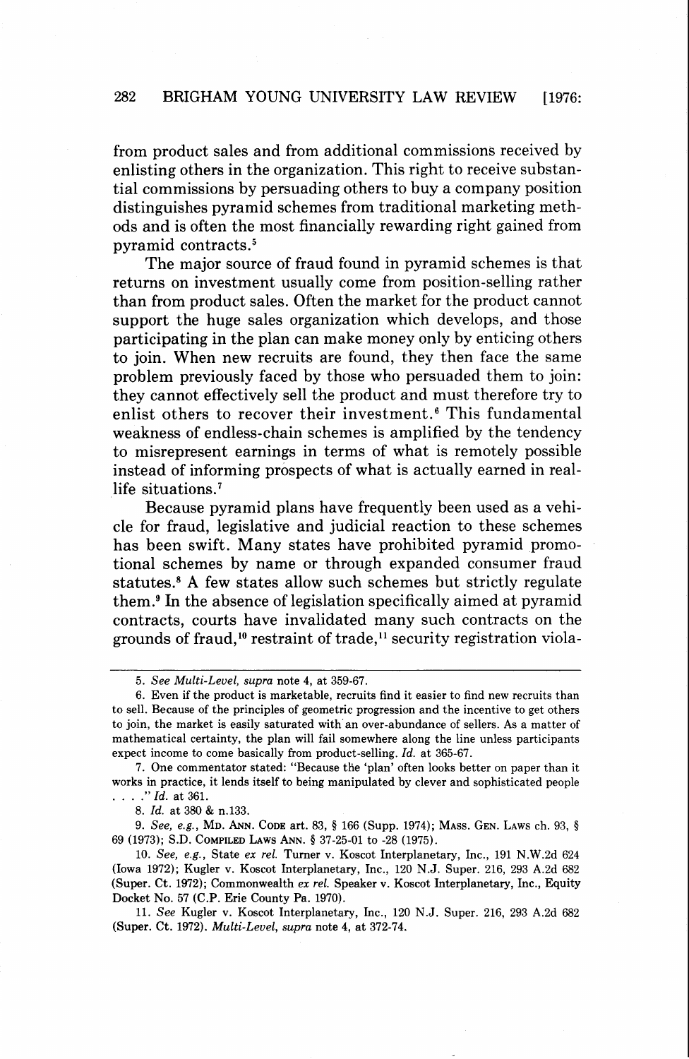from product sales and from additional commissions received by enlisting others in the organization. This right to receive substantial commissions by persuading others to buy a company position distinguishes pyramid schemes from traditional marketing methods and is often the most financially rewarding right gained from pyramid contracts.[5]

The major source of fraud found in pyramid schemes is that returns on investment usually come from position-selling rather than from product sales. Often the market for the product cannot support the huge sales organization which develops, and those participating in the plan can make money only by enticing others to join. When new recruits are found, they then face the same problem previously faced by those who persuaded them to join: they cannot effectively sell the product and must therefore try to enlist others to recover their investment.[6] This fundamental weakness of endless-chain schemes is amplified by the tendency to misrepresent earnings in terms of what is remotely possible instead of informing prospects of what is actually earned in real-life situations.[7]

Because pyramid plans have frequently been used as a vehicle for fraud, legislative and judicial reaction to these schemes has been swift. Many states have prohibited pyramid promotional schemes by name or through expanded consumer fraud statutes.[8] A few states allow such schemes but strictly regulate them.[9] In the absence of legislation specifically aimed at pyramid contracts, courts have invalidated many such contracts on the grounds of fraud,[10] restraint of trade,[11] security registration viola-

---

5. *See Multi-Level*, *supra* note 4, at 359-67.

6. Even if the product is marketable, recruits find it easier to find new recruits than to sell. Because of the principles of geometric progression and the incentive to get others to join, the market is easily saturated with an over-abundance of sellers. As a matter of mathematical certainty, the plan will fail somewhere along the line unless participants expect income to come basically from product-selling. *Id.* at 365-67.

7. One commentator stated: "Because the 'plan' often looks better on paper than it works in practice, it lends itself to being manipulated by clever and sophisticated people . . . ." *Id.* at 361.

8. *Id.* at 380 & n.133.

9. *See, e.g.*, MD. ANN. CODE art. 83, § 166 (Supp. 1974); MASS. GEN. LAWS ch. 93, § 69 (1973); S.D. COMPILED LAWS ANN. § 37-25-01 to -28 (1975).

10. *See, e.g.*, State *ex rel.* Turner v. Koscot Interplanetary, Inc., 191 N.W.2d 624 (Iowa 1972); Kugler v. Koscot Interplanetary, Inc., 120 N.J. Super. 216, 293 A.2d 682 (Super. Ct. 1972); Commonwealth *ex rel.* Speaker v. Koscot Interplanetary, Inc., Equity Docket No. 57 (C.P. Erie County Pa. 1970).

11. *See* Kugler v. Koscot Interplanetary, Inc., 120 N.J. Super. 216, 293 A.2d 682 (Super. Ct. 1972). *Multi-Level*, *supra* note 4, at 372-74.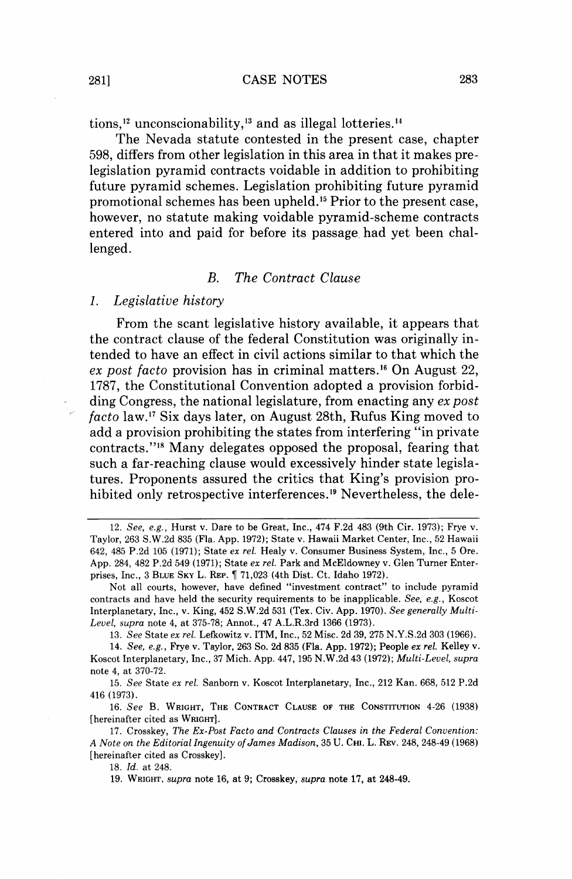tions,[12] unconscionability,[13] and as illegal lotteries.[14]

The Nevada statute contested in the present case, chapter 598, differs from other legislation in this area in that it makes pre-legislation pyramid contracts voidable in addition to prohibiting future pyramid schemes. Legislation prohibiting future pyramid promotional schemes has been upheld.[15] Prior to the present case, however, no statute making voidable pyramid-scheme contracts entered into and paid for before its passage had yet been challenged.

### B. The Contract Clause

#### 1. Legislative history

From the scant legislative history available, it appears that the contract clause of the federal Constitution was originally intended to have an effect in civil actions similar to that which the *ex post facto* provision has in criminal matters.[16] On August 22, 1787, the Constitutional Convention adopted a provision forbidding Congress, the national legislature, from enacting any *ex post facto* law.[17] Six days later, on August 28th, Rufus King moved to add a provision prohibiting the states from interfering "in private contracts."[18] Many delegates opposed the proposal, fearing that such a far-reaching clause would excessively hinder state legislatures. Proponents assured the critics that King's provision prohibited only retrospective interferences.[19] Nevertheless, the dele-

---

12. *See, e.g.*, Hurst v. Dare to be Great, Inc., 474 F.2d 483 (9th Cir. 1973); Frye v. Taylor, 263 S.W.2d 835 (Fla. App. 1972); State v. Hawaii Market Center, Inc., 52 Hawaii 642, 485 P.2d 105 (1971); State *ex rel.* Healy v. Consumer Business System, Inc., 5 Ore. App. 284, 482 P.2d 549 (1971); State *ex rel.* Park and McEldowney v. Glen Turner Enterprises, Inc., 3 BLUE SKY L. REP. ¶ 71,023 (4th Dist. Ct. Idaho 1972).

Not all courts, however, have defined "investment contract" to include pyramid contracts and have held the security requirements to be inapplicable. *See, e.g.*, Koscot Interplanetary, Inc., v. King, 452 S.W.2d 531 (Tex. Civ. App. 1970). *See generally Multi-Level, supra* note 4, at 375-78; Annot., 47 A.L.R.3rd 1366 (1973).

13. *See* State *ex rel.* Lefkowitz v. ITM, Inc., 52 Misc. 2d 39, 275 N.Y.S.2d 303 (1966).

14. *See, e.g.*, Frye v. Taylor, 263 So. 2d 835 (Fla. App. 1972); People *ex rel.* Kelley v. Koscot Interplanetary, Inc., 37 Mich. App. 447, 195 N.W.2d 43 (1972); *Multi-Level, supra* note 4, at 370-72.

15. *See* State *ex rel.* Sanborn v. Koscot Interplanetary, Inc., 212 Kan. 668, 512 P.2d 416 (1973).

16. *See* B. WRIGHT, THE CONTRACT CLAUSE OF THE CONSTITUTION 4-26 (1938) [hereinafter cited as WRIGHT].

17. Crosskey, *The Ex-Post Facto and Contracts Clauses in the Federal Convention: A Note on the Editorial Ingenuity of James Madison*, 35 U. CHI. L. REV. 248, 248-49 (1968) [hereinafter cited as Crosskey].

18. *Id.* at 248.

19. WRIGHT, *supra* note 16, at 9; Crosskey, *supra* note 17, at 248-49.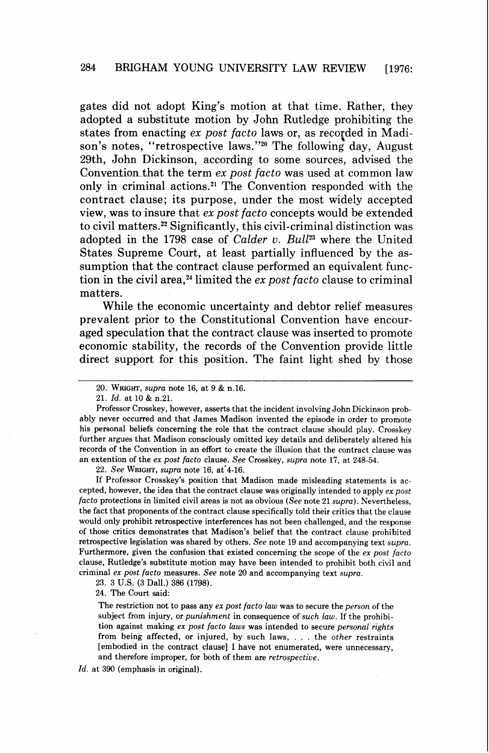gates did not adopt King's motion at that time. Rather, they adopted a substitute motion by John Rutledge prohibiting the states from enacting *ex post facto* laws or, as recorded in Madison's notes, "retrospective laws."[20] The following day, August 29th, John Dickinson, according to some sources, advised the Convention that the term *ex post facto* was used at common law only in criminal actions.[21] The Convention responded with the contract clause; its purpose, under the most widely accepted view, was to insure that *ex post facto* concepts would be extended to civil matters.[22] Significantly, this civil-criminal distinction was adopted in the 1798 case of *Calder v. Bull*[23] where the United States Supreme Court, at least partially influenced by the assumption that the contract clause performed an equivalent function in the civil area,[24] limited the *ex post facto* clause to criminal matters.

While the economic uncertainty and debtor relief measures prevalent prior to the Constitutional Convention have encouraged speculation that the contract clause was inserted to promote economic stability, the records of the Convention provide little direct support for this position. The faint light shed by those

---

20. WRIGHT, *supra* note 16, at 9 & n.16.

21. *Id.* at 10 & n.21.

Professor Crosskey, however, asserts that the incident involving John Dickinson probably never occurred and that James Madison invented the episode in order to promote his personal beliefs concerning the role that the contract clause should play. Crosskey further argues that Madison consciously omitted key details and deliberately altered his records of the Convention in an effort to create the illusion that the contract clause was an extention of the *ex post facto* clause. *See* Crosskey, *supra* note 17, at 248-54.

22. *See* WRIGHT, *supra* note 16, at 4-16.

If Professor Crosskey's position that Madison made misleading statements is accepted, however, the idea that the contract clause was originally intended to apply *ex post facto* protections in limited civil areas is not as obvious (*See* note 21 *supra*). Nevertheless, the fact that proponents of the contract clause specifically told their critics that the clause would only prohibit retrospective interferences has not been challenged, and the response of those critics demonstrates that Madison's belief that the contract clause prohibited retrospective legislation was shared by others. *See* note 19 and accompanying text *supra*. Furthermore, given the confusion that existed concerning the scope of the *ex post facto* clause, Rutledge's substitute motion may have been intended to prohibit both civil and criminal *ex post facto* measures. *See* note 20 and accompanying text *supra*.

23. 3 U.S. (3 Dall.) 386 (1798).

24. The Court said:

> The restriction not to pass any *ex post facto law* was to secure the *person* of the subject from injury, or *punishment* in consequence of *such law*. If the prohibition against making *ex post facto laws* was intended to secure *personal rights* from being affected, or injured, by such laws, . . . the *other* restraints [embodied in the contract clause] I have not enumerated, were unnecessary, and therefore improper, for both of them are *retrospective*.

*Id.* at 390 (emphasis in original).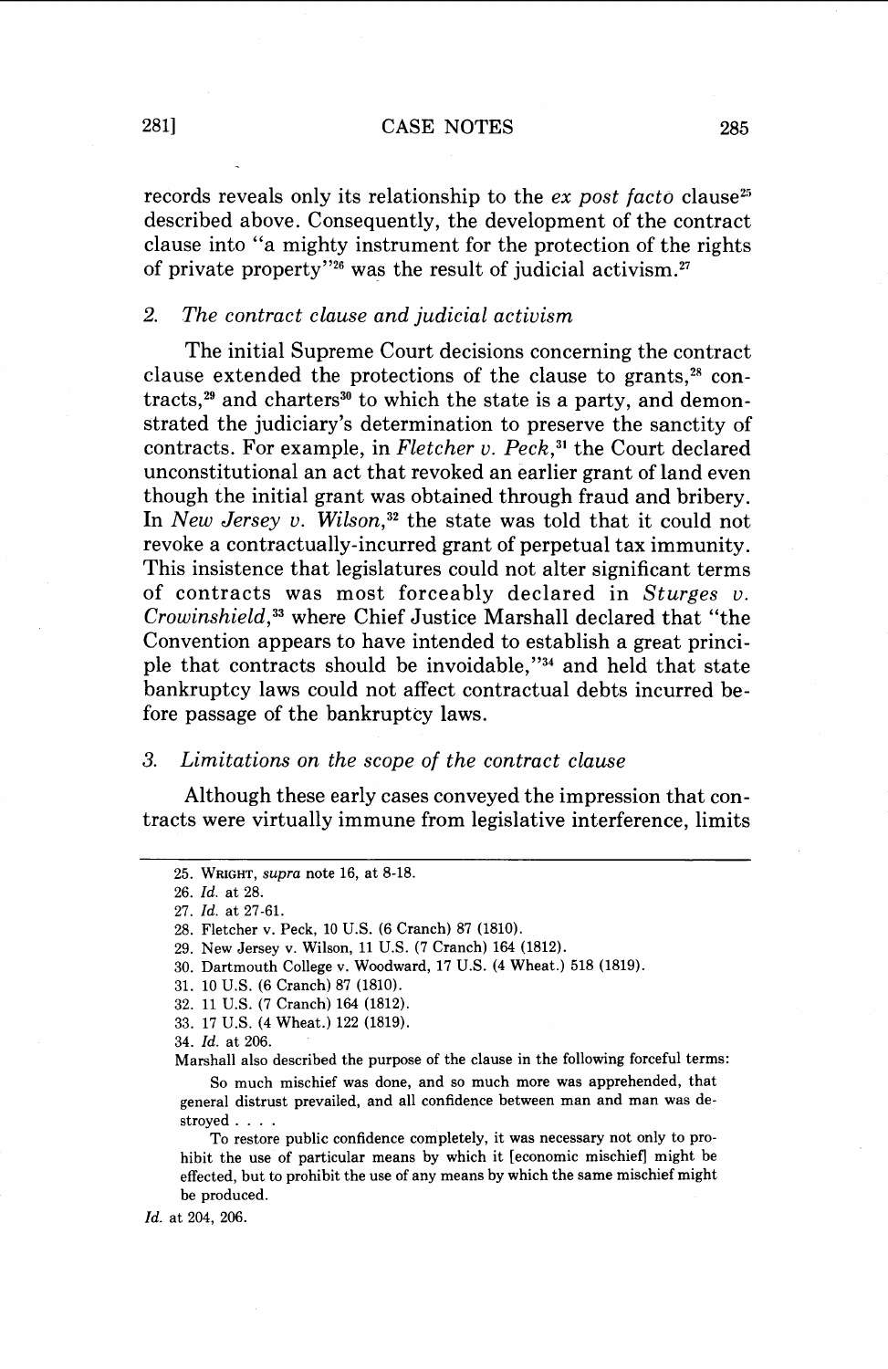records reveals only its relationship to the *ex post facto* clause[25] described above. Consequently, the development of the contract clause into "a mighty instrument for the protection of the rights of private property"[26] was the result of judicial activism.[27]

### 2. *The contract clause and judicial activism*

The initial Supreme Court decisions concerning the contract clause extended the protections of the clause to grants,[28] contracts,[29] and charters[30] to which the state is a party, and demonstrated the judiciary's determination to preserve the sanctity of contracts. For example, in *Fletcher v. Peck*,[31] the Court declared unconstitutional an act that revoked an earlier grant of land even though the initial grant was obtained through fraud and bribery. In *New Jersey v. Wilson*,[32] the state was told that it could not revoke a contractually-incurred grant of perpetual tax immunity. This insistence that legislatures could not alter significant terms of contracts was most forceably declared in *Sturges v. Crowinshield*,[33] where Chief Justice Marshall declared that "the Convention appears to have intended to establish a great principle that contracts should be invoidable,"[34] and held that state bankruptcy laws could not affect contractual debts incurred before passage of the bankruptcy laws.

### 3. *Limitations on the scope of the contract clause*

Although these early cases conveyed the impression that contracts were virtually immune from legislative interference, limits

---

25. WRIGHT, *supra* note 16, at 8-18.

26. *Id.* at 28.

27. *Id.* at 27-61.

28. Fletcher v. Peck, 10 U.S. (6 Cranch) 87 (1810).

29. New Jersey v. Wilson, 11 U.S. (7 Cranch) 164 (1812).

30. Dartmouth College v. Woodward, 17 U.S. (4 Wheat.) 518 (1819).

31. 10 U.S. (6 Cranch) 87 (1810).

32. 11 U.S. (7 Cranch) 164 (1812).

33. 17 U.S. (4 Wheat.) 122 (1819).

34. *Id.* at 206.

Marshall also described the purpose of the clause in the following forceful terms:

> So much mischief was done, and so much more was apprehended, that general distrust prevailed, and all confidence between man and man was destroyed . . . .
>
> To restore public confidence completely, it was necessary not only to prohibit the use of particular means by which it [economic mischief] might be effected, but to prohibit the use of any means by which the same mischief might be produced.

*Id.* at 204, 206.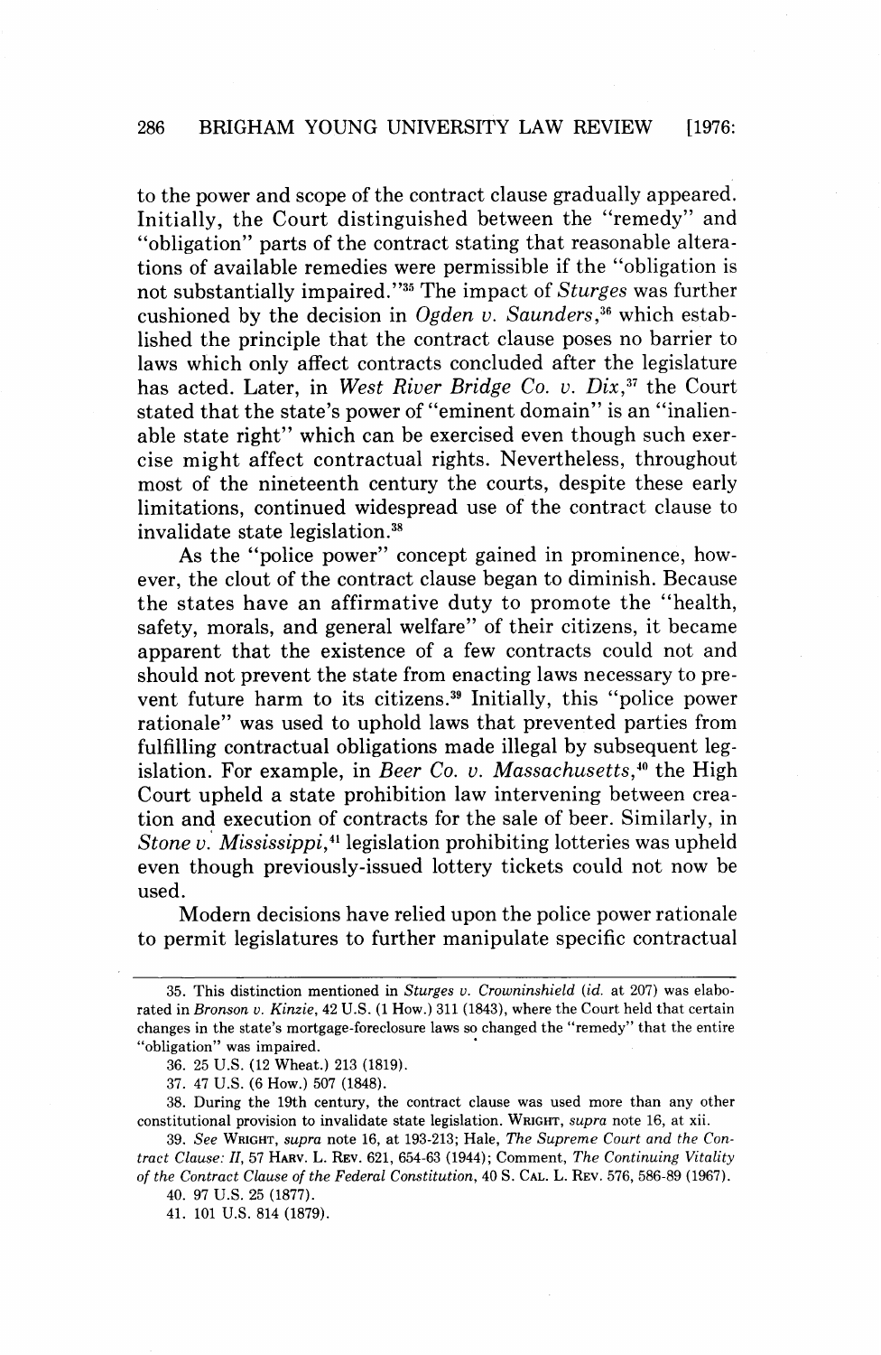to the power and scope of the contract clause gradually appeared. Initially, the Court distinguished between the "remedy" and "obligation" parts of the contract stating that reasonable alterations of available remedies were permissible if the "obligation is not substantially impaired."[35] The impact of *Sturges* was further cushioned by the decision in *Ogden v. Saunders*,[36] which established the principle that the contract clause poses no barrier to laws which only affect contracts concluded after the legislature has acted. Later, in *West River Bridge Co. v. Dix*,[37] the Court stated that the state's power of "eminent domain" is an "inalienable state right" which can be exercised even though such exercise might affect contractual rights. Nevertheless, throughout most of the nineteenth century the courts, despite these early limitations, continued widespread use of the contract clause to invalidate state legislation.[38]

As the "police power" concept gained in prominence, however, the clout of the contract clause began to diminish. Because the states have an affirmative duty to promote the "health, safety, morals, and general welfare" of their citizens, it became apparent that the existence of a few contracts could not and should not prevent the state from enacting laws necessary to prevent future harm to its citizens.[39] Initially, this "police power rationale" was used to uphold laws that prevented parties from fulfilling contractual obligations made illegal by subsequent legislation. For example, in *Beer Co. v. Massachusetts*,[40] the High Court upheld a state prohibition law intervening between creation and execution of contracts for the sale of beer. Similarly, in *Stone v. Mississippi*,[41] legislation prohibiting lotteries was upheld even though previously-issued lottery tickets could not now be used.

Modern decisions have relied upon the police power rationale to permit legislatures to further manipulate specific contractual

35. This distinction mentioned in *Sturges v. Crowninshield* (*id.* at 207) was elaborated in *Bronson v. Kinzie*, 42 U.S. (1 How.) 311 (1843), where the Court held that certain changes in the state's mortgage-foreclosure laws so changed the "remedy" that the entire "obligation" was impaired.

36. 25 U.S. (12 Wheat.) 213 (1819).

37. 47 U.S. (6 How.) 507 (1848).

38. During the 19th century, the contract clause was used more than any other constitutional provision to invalidate state legislation. WRIGHT, *supra* note 16, at xii.

39. *See* WRIGHT, *supra* note 16, at 193-213; Hale, *The Supreme Court and the Contract Clause: II*, 57 HARV. L. REV. 621, 654-63 (1944); Comment, *The Continuing Vitality of the Contract Clause of the Federal Constitution*, 40 S. CAL. L. REV. 576, 586-89 (1967).

40. 97 U.S. 25 (1877).

41. 101 U.S. 814 (1879).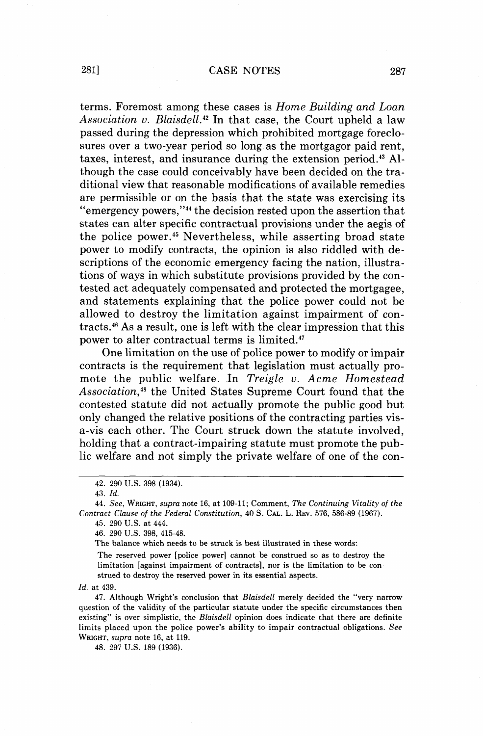terms. Foremost among these cases is *Home Building and Loan Association v. Blaisdell*.[42] In that case, the Court upheld a law passed during the depression which prohibited mortgage foreclosures over a two-year period so long as the mortgagor paid rent, taxes, interest, and insurance during the extension period.[43] Although the case could conceivably have been decided on the traditional view that reasonable modifications of available remedies are permissible or on the basis that the state was exercising its "emergency powers,"[44] the decision rested upon the assertion that states can alter specific contractual provisions under the aegis of the police power.[45] Nevertheless, while asserting broad state power to modify contracts, the opinion is also riddled with descriptions of the economic emergency facing the nation, illustrations of ways in which substitute provisions provided by the contested act adequately compensated and protected the mortgagee, and statements explaining that the police power could not be allowed to destroy the limitation against impairment of contracts.[46] As a result, one is left with the clear impression that this power to alter contractual terms is limited.[47]

One limitation on the use of police power to modify or impair contracts is the requirement that legislation must actually promote the public welfare. In *Treigle v. Acme Homestead Association*,[48] the United States Supreme Court found that the contested statute did not actually promote the public good but only changed the relative positions of the contracting parties vis-a-vis each other. The Court struck down the statute involved, holding that a contract-impairing statute must promote the public welfare and not simply the private welfare of one of the con-

---

42. 290 U.S. 398 (1934).

43. *Id.*

44. *See*, WRIGHT, *supra* note 16, at 109-11; Comment, *The Continuing Vitality of the Contract Clause of the Federal Constitution*, 40 S. CAL. L. REV. 576, 586-89 (1967).

45. 290 U.S. at 444.

46. 290 U.S. 398, 415-48.

The balance which needs to be struck is best illustrated in these words:

> The reserved power [police power] cannot be construed so as to destroy the limitation [against impairment of contracts], nor is the limitation to be construed to destroy the reserved power in its essential aspects.

*Id.* at 439.

47. Although Wright's conclusion that *Blaisdell* merely decided the "very narrow question of the validity of the particular statute under the specific circumstances then existing" is over simplistic, the *Blaisdell* opinion does indicate that there are definite limits placed upon the police power's ability to impair contractual obligations. *See* WRIGHT, *supra* note 16, at 119.

48. 297 U.S. 189 (1936).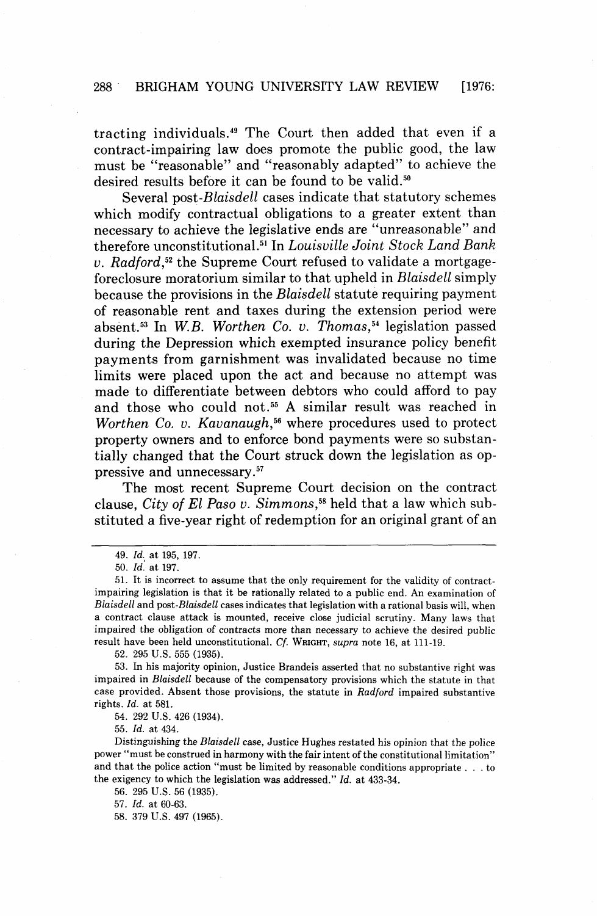tracting individuals.[49] The Court then added that even if a contract-impairing law does promote the public good, the law must be "reasonable" and "reasonably adapted" to achieve the desired results before it can be found to be valid.[50]

Several post-*Blaisdell* cases indicate that statutory schemes which modify contractual obligations to a greater extent than necessary to achieve the legislative ends are "unreasonable" and therefore unconstitutional.[51] In *Louisville Joint Stock Land Bank v. Radford*,[52] the Supreme Court refused to validate a mortgage-foreclosure moratorium similar to that upheld in *Blaisdell* simply because the provisions in the *Blaisdell* statute requiring payment of reasonable rent and taxes during the extension period were absent.[53] In *W.B. Worthen Co. v. Thomas*,[54] legislation passed during the Depression which exempted insurance policy benefit payments from garnishment was invalidated because no time limits were placed upon the act and because no attempt was made to differentiate between debtors who could afford to pay and those who could not.[55] A similar result was reached in *Worthen Co. v. Kavanaugh*,[56] where procedures used to protect property owners and to enforce bond payments were so substantially changed that the Court struck down the legislation as oppressive and unnecessary.[57]

The most recent Supreme Court decision on the contract clause, *City of El Paso v. Simmons*,[58] held that a law which substituted a five-year right of redemption for an original grant of an

---

49. *Id.* at 195, 197.

50. *Id.* at 197.

51. It is incorrect to assume that the only requirement for the validity of contract-impairing legislation is that it be rationally related to a public end. An examination of *Blaisdell* and post-*Blaisdell* cases indicates that legislation with a rational basis will, when a contract clause attack is mounted, receive close judicial scrutiny. Many laws that impaired the obligation of contracts more than necessary to achieve the desired public result have been held unconstitutional. *Cf.* WRIGHT, *supra* note 16, at 111-19.

52. 295 U.S. 555 (1935).

53. In his majority opinion, Justice Brandeis asserted that no substantive right was impaired in *Blaisdell* because of the compensatory provisions which the statute in that case provided. Absent those provisions, the statute in *Radford* impaired substantive rights. *Id.* at 581.

54. 292 U.S. 426 (1934).

55. *Id.* at 434.

Distinguishing the *Blaisdell* case, Justice Hughes restated his opinion that the police power "must be construed in harmony with the fair intent of the constitutional limitation" and that the police action "must be limited by reasonable conditions appropriate . . . to the exigency to which the legislation was addressed." *Id.* at 433-34.

56. 295 U.S. 56 (1935).

57. *Id.* at 60-63.

58. 379 U.S. 497 (1965).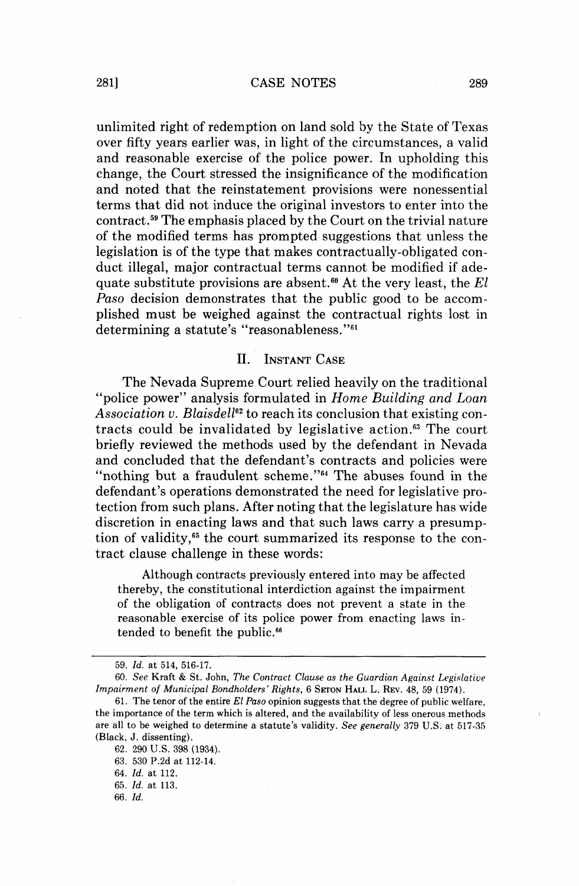unlimited right of redemption on land sold by the State of Texas over fifty years earlier was, in light of the circumstances, a valid and reasonable exercise of the police power. In upholding this change, the Court stressed the insignificance of the modification and noted that the reinstatement provisions were nonessential terms that did not induce the original investors to enter into the contract.[59] The emphasis placed by the Court on the trivial nature of the modified terms has prompted suggestions that unless the legislation is of the type that makes contractually-obligated conduct illegal, major contractual terms cannot be modified if adequate substitute provisions are absent.[60] At the very least, the *El Paso* decision demonstrates that the public good to be accomplished must be weighed against the contractual rights lost in determining a statute's "reasonableness."[61]

## II. Instant Case

The Nevada Supreme Court relied heavily on the traditional "police power" analysis formulated in *Home Building and Loan Association v. Blaisdell*[62] to reach its conclusion that existing contracts could be invalidated by legislative action.[63] The court briefly reviewed the methods used by the defendant in Nevada and concluded that the defendant's contracts and policies were "nothing but a fraudulent scheme."[64] The abuses found in the defendant's operations demonstrated the need for legislative protection from such plans. After noting that the legislature has wide discretion in enacting laws and that such laws carry a presumption of validity,[65] the court summarized its response to the contract clause challenge in these words:

> Although contracts previously entered into may be affected thereby, the constitutional interdiction against the impairment of the obligation of contracts does not prevent a state in the reasonable exercise of its police power from enacting laws intended to benefit the public.[66]

---

59. *Id.* at 514, 516-17.

60. *See* Kraft & St. John, *The Contract Clause as the Guardian Against Legislative Impairment of Municipal Bondholders' Rights*, 6 Seton Hall L. Rev. 48, 59 (1974).

61. The tenor of the entire *El Paso* opinion suggests that the degree of public welfare, the importance of the term which is altered, and the availability of less onerous methods are all to be weighed to determine a statute's validity. *See generally* 379 U.S. at 517-35 (Black, J. dissenting).

62. 290 U.S. 398 (1934).

63. 530 P.2d at 112-14.

64. *Id.* at 112.

65. *Id.* at 113.

66. *Id.*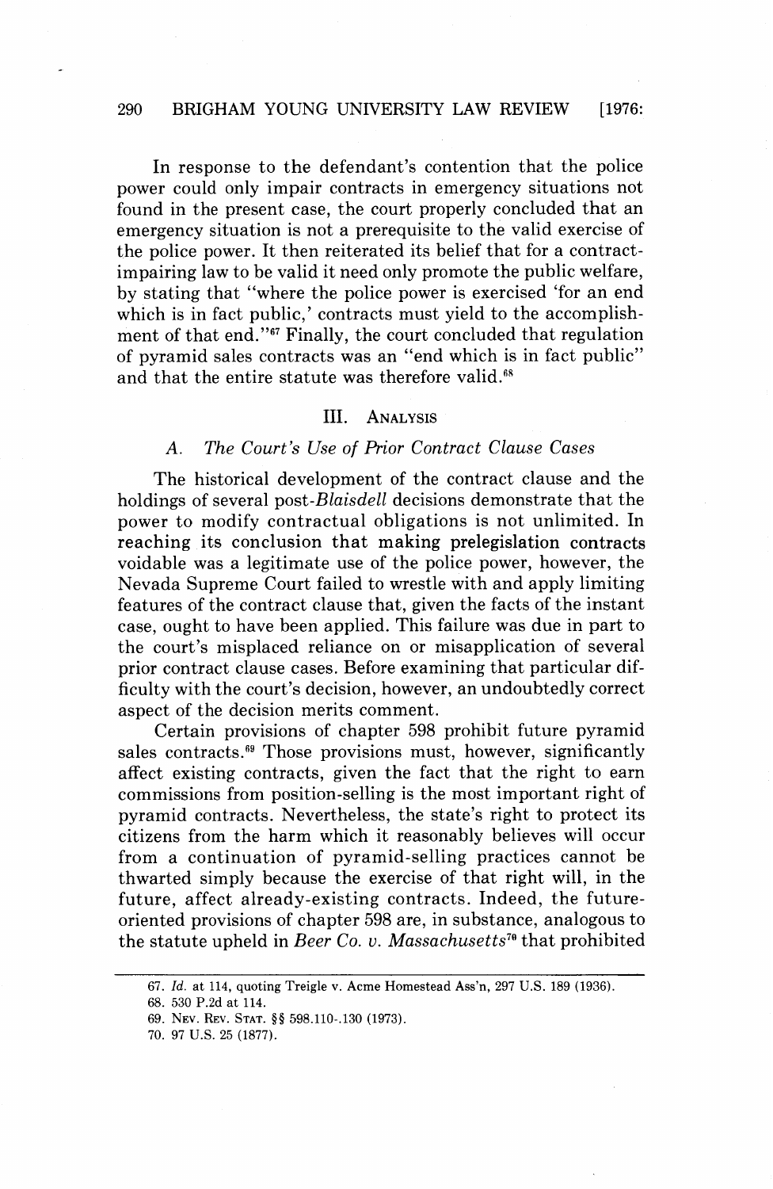In response to the defendant's contention that the police power could only impair contracts in emergency situations not found in the present case, the court properly concluded that an emergency situation is not a prerequisite to the valid exercise of the police power. It then reiterated its belief that for a contract-impairing law to be valid it need only promote the public welfare, by stating that "where the police power is exercised 'for an end which is in fact public,' contracts must yield to the accomplishment of that end."[67] Finally, the court concluded that regulation of pyramid sales contracts was an "end which is in fact public" and that the entire statute was therefore valid.[68]

## III. Analysis

### A. *The Court's Use of Prior Contract Clause Cases*

The historical development of the contract clause and the holdings of several post-*Blaisdell* decisions demonstrate that the power to modify contractual obligations is not unlimited. In reaching its conclusion that making prelegislation contracts voidable was a legitimate use of the police power, however, the Nevada Supreme Court failed to wrestle with and apply limiting features of the contract clause that, given the facts of the instant case, ought to have been applied. This failure was due in part to the court's misplaced reliance on or misapplication of several prior contract clause cases. Before examining that particular difficulty with the court's decision, however, an undoubtedly correct aspect of the decision merits comment.

Certain provisions of chapter 598 prohibit future pyramid sales contracts.[69] Those provisions must, however, significantly affect existing contracts, given the fact that the right to earn commissions from position-selling is the most important right of pyramid contracts. Nevertheless, the state's right to protect its citizens from the harm which it reasonably believes will occur from a continuation of pyramid-selling practices cannot be thwarted simply because the exercise of that right will, in the future, affect already-existing contracts. Indeed, the future-oriented provisions of chapter 598 are, in substance, analogous to the statute upheld in *Beer Co. v. Massachusetts*[70] that prohibited

---

67. *Id.* at 114, quoting Treigle v. Acme Homestead Ass'n, 297 U.S. 189 (1936).

68. 530 P.2d at 114.

69. Nev. Rev. Stat. §§ 598.110-.130 (1973).

70. 97 U.S. 25 (1877).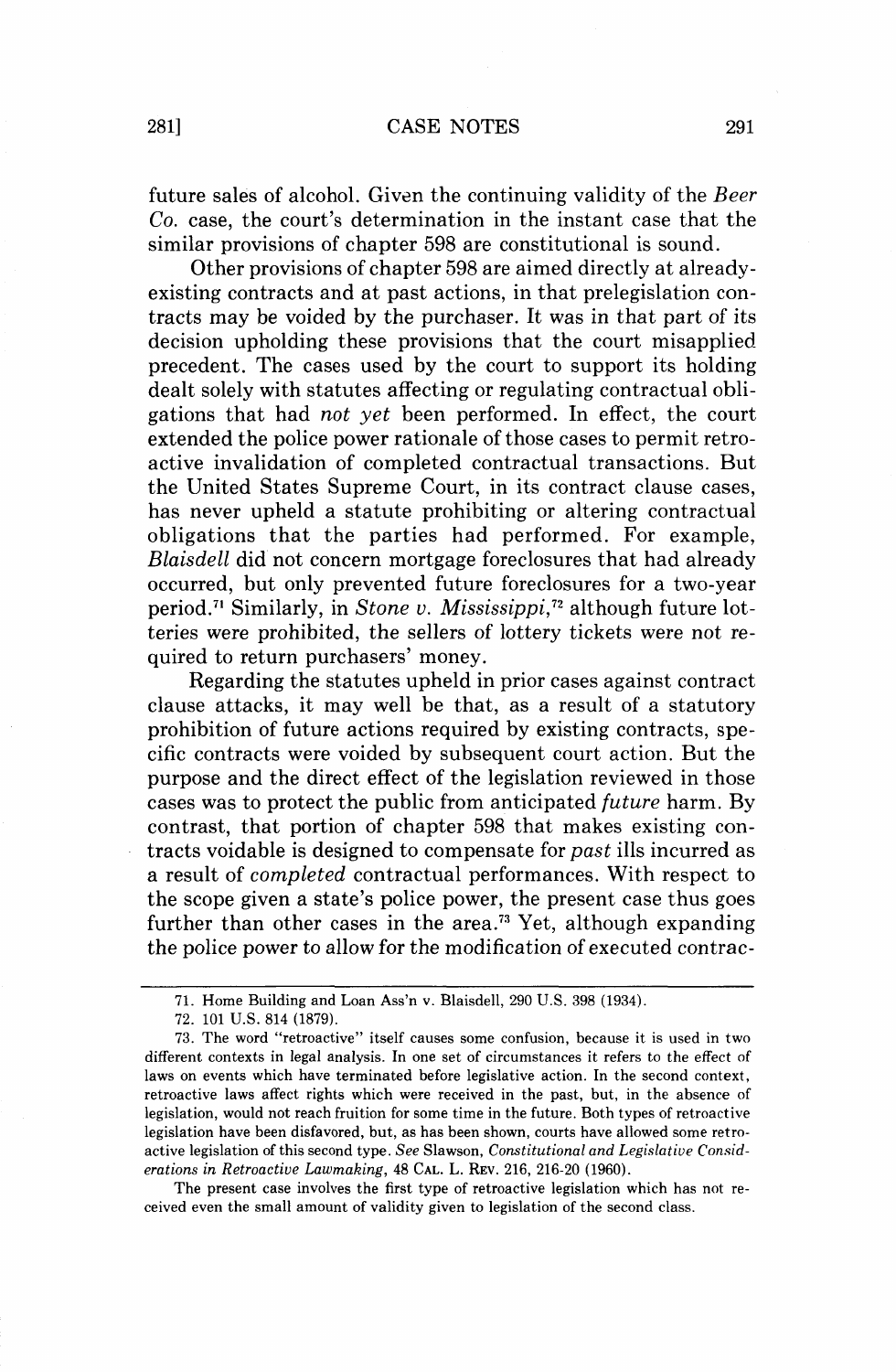future sales of alcohol. Given the continuing validity of the *Beer Co.* case, the court's determination in the instant case that the similar provisions of chapter 598 are constitutional is sound.

Other provisions of chapter 598 are aimed directly at already-existing contracts and at past actions, in that prelegislation contracts may be voided by the purchaser. It was in that part of its decision upholding these provisions that the court misapplied precedent. The cases used by the court to support its holding dealt solely with statutes affecting or regulating contractual obligations that had *not yet* been performed. In effect, the court extended the police power rationale of those cases to permit retroactive invalidation of completed contractual transactions. But the United States Supreme Court, in its contract clause cases, has never upheld a statute prohibiting or altering contractual obligations that the parties had performed. For example, *Blaisdell* did not concern mortgage foreclosures that had already occurred, but only prevented future foreclosures for a two-year period.[71] Similarly, in *Stone v. Mississippi*,[72] although future lotteries were prohibited, the sellers of lottery tickets were not required to return purchasers' money.

Regarding the statutes upheld in prior cases against contract clause attacks, it may well be that, as a result of a statutory prohibition of future actions required by existing contracts, specific contracts were voided by subsequent court action. But the purpose and the direct effect of the legislation reviewed in those cases was to protect the public from anticipated *future* harm. By contrast, that portion of chapter 598 that makes existing contracts voidable is designed to compensate for *past* ills incurred as a result of *completed* contractual performances. With respect to the scope given a state's police power, the present case thus goes further than other cases in the area.[73] Yet, although expanding the police power to allow for the modification of executed contrac-

---

71. Home Building and Loan Ass'n v. Blaisdell, 290 U.S. 398 (1934).

72. 101 U.S. 814 (1879).

73. The word "retroactive" itself causes some confusion, because it is used in two different contexts in legal analysis. In one set of circumstances it refers to the effect of laws on events which have terminated before legislative action. In the second context, retroactive laws affect rights which were received in the past, but, in the absence of legislation, would not reach fruition for some time in the future. Both types of retroactive legislation have been disfavored, but, as has been shown, courts have allowed some retroactive legislation of this second type. *See* Slawson, *Constitutional and Legislative Considerations in Retroactive Lawmaking*, 48 CAL. L. REV. 216, 216-20 (1960).

The present case involves the first type of retroactive legislation which has not received even the small amount of validity given to legislation of the second class.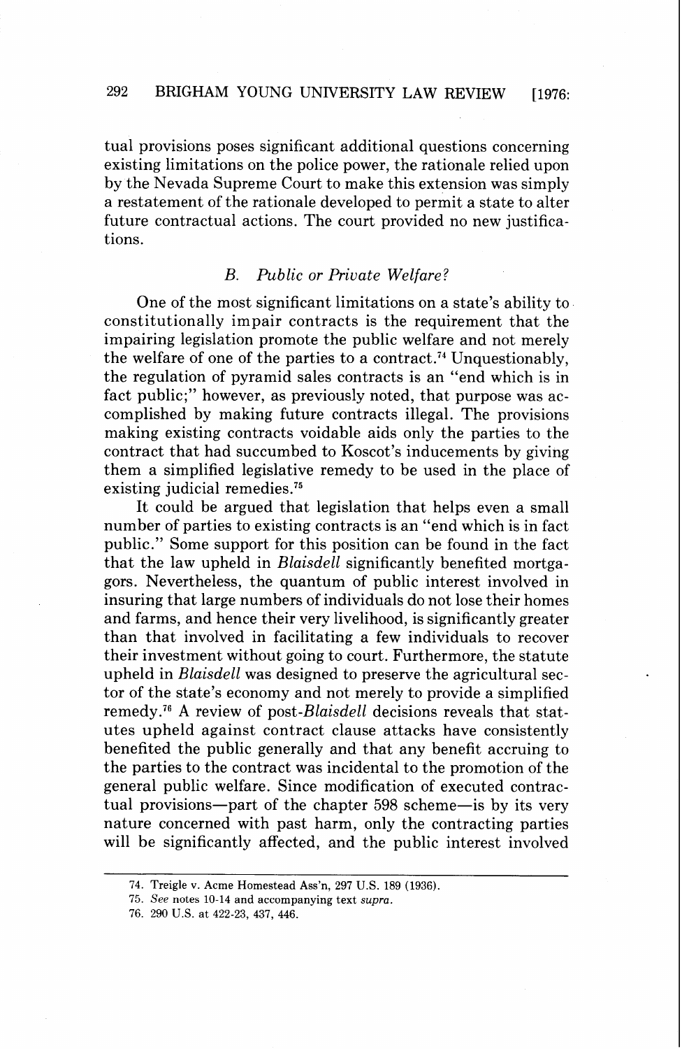tual provisions poses significant additional questions concerning existing limitations on the police power, the rationale relied upon by the Nevada Supreme Court to make this extension was simply a restatement of the rationale developed to permit a state to alter future contractual actions. The court provided no new justifications.

### B. *Public or Private Welfare?*

One of the most significant limitations on a state's ability to constitutionally impair contracts is the requirement that the impairing legislation promote the public welfare and not merely the welfare of one of the parties to a contract.[74] Unquestionably, the regulation of pyramid sales contracts is an "end which is in fact public;" however, as previously noted, that purpose was accomplished by making future contracts illegal. The provisions making existing contracts voidable aids only the parties to the contract that had succumbed to Koscot's inducements by giving them a simplified legislative remedy to be used in the place of existing judicial remedies.[75]

It could be argued that legislation that helps even a small number of parties to existing contracts is an "end which is in fact public." Some support for this position can be found in the fact that the law upheld in *Blaisdell* significantly benefited mortgagors. Nevertheless, the quantum of public interest involved in insuring that large numbers of individuals do not lose their homes and farms, and hence their very livelihood, is significantly greater than that involved in facilitating a few individuals to recover their investment without going to court. Furthermore, the statute upheld in *Blaisdell* was designed to preserve the agricultural sector of the state's economy and not merely to provide a simplified remedy.[76] A review of post-*Blaisdell* decisions reveals that statutes upheld against contract clause attacks have consistently benefited the public generally and that any benefit accruing to the parties to the contract was incidental to the promotion of the general public welfare. Since modification of executed contractual provisions—part of the chapter 598 scheme—is by its very nature concerned with past harm, only the contracting parties will be significantly affected, and the public interest involved

---

74. Treigle v. Acme Homestead Ass'n, 297 U.S. 189 (1936).

75. *See* notes 10-14 and accompanying text *supra*.

76. 290 U.S. at 422-23, 437, 446.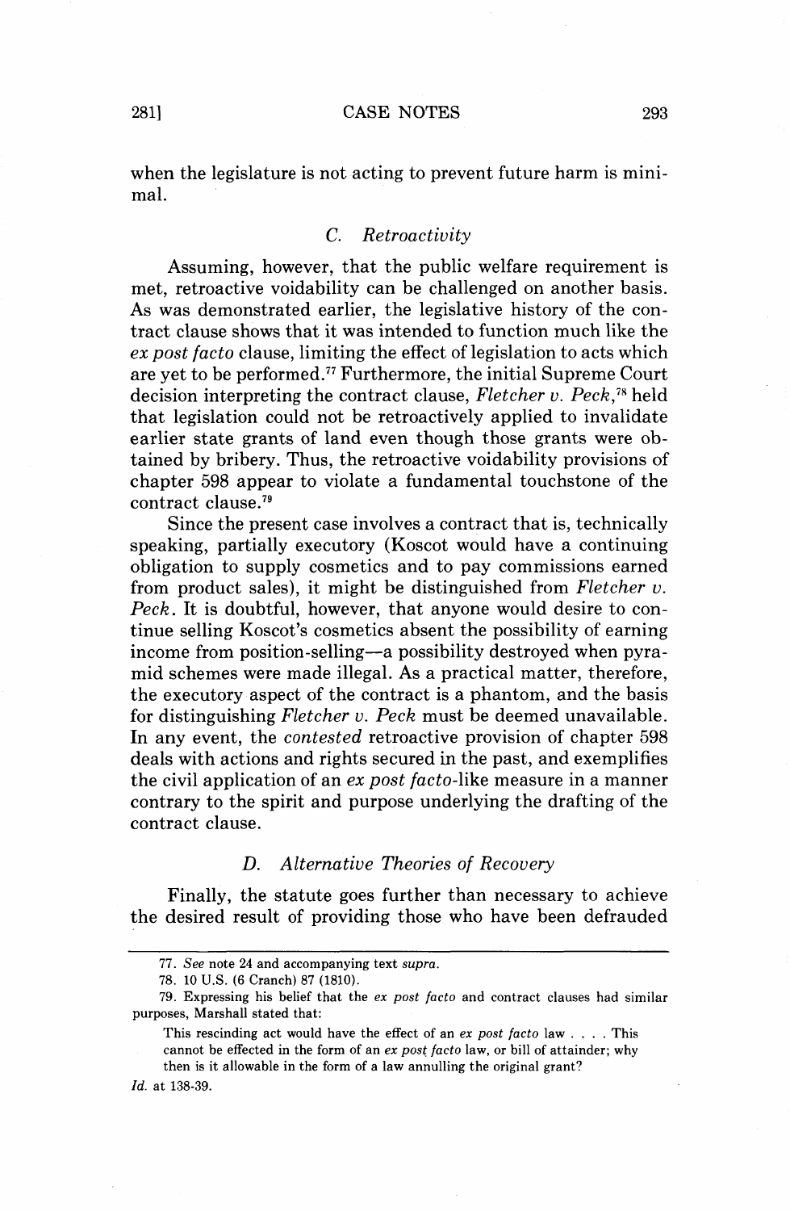when the legislature is not acting to prevent future harm is minimal.

### C. *Retroactivity*

Assuming, however, that the public welfare requirement is met, retroactive voidability can be challenged on another basis. As was demonstrated earlier, the legislative history of the contract clause shows that it was intended to function much like the *ex post facto* clause, limiting the effect of legislation to acts which are yet to be performed.[77] Furthermore, the initial Supreme Court decision interpreting the contract clause, *Fletcher v. Peck*,[78] held that legislation could not be retroactively applied to invalidate earlier state grants of land even though those grants were obtained by bribery. Thus, the retroactive voidability provisions of chapter 598 appear to violate a fundamental touchstone of the contract clause.[79]

Since the present case involves a contract that is, technically speaking, partially executory (Koscot would have a continuing obligation to supply cosmetics and to pay commissions earned from product sales), it might be distinguished from *Fletcher v. Peck*. It is doubtful, however, that anyone would desire to continue selling Koscot's cosmetics absent the possibility of earning income from position-selling—a possibility destroyed when pyramid schemes were made illegal. As a practical matter, therefore, the executory aspect of the contract is a phantom, and the basis for distinguishing *Fletcher v. Peck* must be deemed unavailable. In any event, the *contested* retroactive provision of chapter 598 deals with actions and rights secured in the past, and exemplifies the civil application of an *ex post facto*-like measure in a manner contrary to the spirit and purpose underlying the drafting of the contract clause.

### D. *Alternative Theories of Recovery*

Finally, the statute goes further than necessary to achieve the desired result of providing those who have been defrauded

---

77. *See* note 24 and accompanying text *supra*.

78. 10 U.S. (6 Cranch) 87 (1810).

79. Expressing his belief that the *ex post facto* and contract clauses had similar purposes, Marshall stated that:

> This rescinding act would have the effect of an *ex post facto* law . . . . This cannot be effected in the form of an *ex post facto* law, or bill of attainder; why then is it allowable in the form of a law annulling the original grant?

*Id.* at 138-39.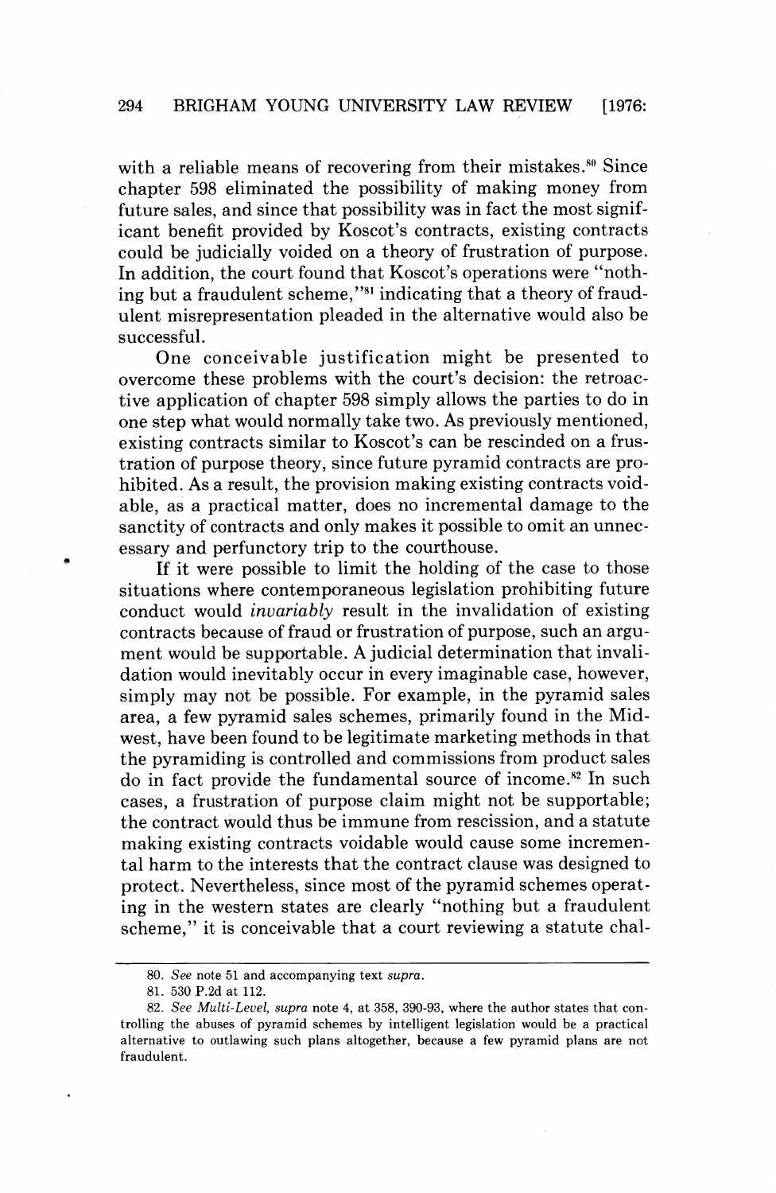with a reliable means of recovering from their mistakes.[80] Since chapter 598 eliminated the possibility of making money from future sales, and since that possibility was in fact the most significant benefit provided by Koscot's contracts, existing contracts could be judicially voided on a theory of frustration of purpose. In addition, the court found that Koscot's operations were "nothing but a fraudulent scheme,"[81] indicating that a theory of fraudulent misrepresentation pleaded in the alternative would also be successful.

One conceivable justification might be presented to overcome these problems with the court's decision: the retroactive application of chapter 598 simply allows the parties to do in one step what would normally take two. As previously mentioned, existing contracts similar to Koscot's can be rescinded on a frustration of purpose theory, since future pyramid contracts are prohibited. As a result, the provision making existing contracts voidable, as a practical matter, does no incremental damage to the sanctity of contracts and only makes it possible to omit an unnecessary and perfunctory trip to the courthouse.

If it were possible to limit the holding of the case to those situations where contemporaneous legislation prohibiting future conduct would *invariably* result in the invalidation of existing contracts because of fraud or frustration of purpose, such an argument would be supportable. A judicial determination that invalidation would inevitably occur in every imaginable case, however, simply may not be possible. For example, in the pyramid sales area, a few pyramid sales schemes, primarily found in the Midwest, have been found to be legitimate marketing methods in that the pyramiding is controlled and commissions from product sales do in fact provide the fundamental source of income.[82] In such cases, a frustration of purpose claim might not be supportable; the contract would thus be immune from rescission, and a statute making existing contracts voidable would cause some incremental harm to the interests that the contract clause was designed to protect. Nevertheless, since most of the pyramid schemes operating in the western states are clearly "nothing but a fraudulent scheme," it is conceivable that a court reviewing a statute chal-

---

80. *See* note 51 and accompanying text *supra*.

81. 530 P.2d at 112.

82. *See Multi-Level, supra* note 4, at 358, 390-93, where the author states that controlling the abuses of pyramid schemes by intelligent legislation would be a practical alternative to outlawing such plans altogether, because a few pyramid plans are not fraudulent.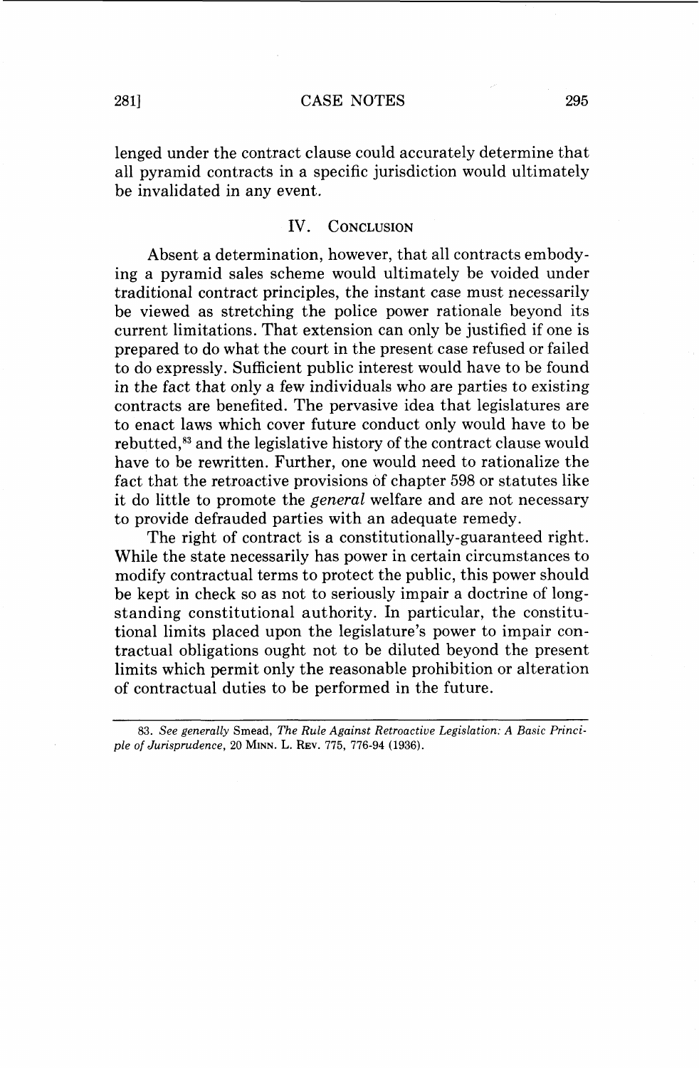lenged under the contract clause could accurately determine that all pyramid contracts in a specific jurisdiction would ultimately be invalidated in any event.

## IV. Conclusion

Absent a determination, however, that all contracts embodying a pyramid sales scheme would ultimately be voided under traditional contract principles, the instant case must necessarily be viewed as stretching the police power rationale beyond its current limitations. That extension can only be justified if one is prepared to do what the court in the present case refused or failed to do expressly. Sufficient public interest would have to be found in the fact that only a few individuals who are parties to existing contracts are benefited. The pervasive idea that legislatures are to enact laws which cover future conduct only would have to be rebutted,[83] and the legislative history of the contract clause would have to be rewritten. Further, one would need to rationalize the fact that the retroactive provisions of chapter 598 or statutes like it do little to promote the *general* welfare and are not necessary to provide defrauded parties with an adequate remedy.

The right of contract is a constitutionally-guaranteed right. While the state necessarily has power in certain circumstances to modify contractual terms to protect the public, this power should be kept in check so as not to seriously impair a doctrine of longstanding constitutional authority. In particular, the constitutional limits placed upon the legislature's power to impair contractual obligations ought not to be diluted beyond the present limits which permit only the reasonable prohibition or alteration of contractual duties to be performed in the future.

---

83. *See generally* Smead, *The Rule Against Retroactive Legislation: A Basic Principle of Jurisprudence*, 20 Minn. L. Rev. 775, 776-94 (1936).